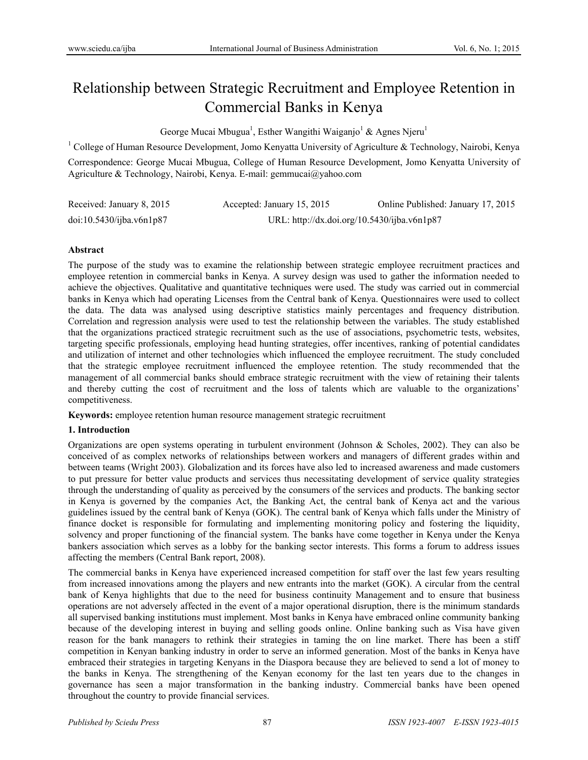# Relationship between Strategic Recruitment and Employee Retention in Commercial Banks in Kenya

George Mucai Mbugua[1], Esther Wangithi Waiganjo[1] & Agnes Njeru[1]

[1] College of Human Resource Development, Jomo Kenyatta University of Agriculture & Technology, Nairobi, Kenya

Correspondence: George Mucai Mbugua, College of Human Resource Development, Jomo Kenyatta University of Agriculture & Technology, Nairobi, Kenya. E-mail: gemmucai@yahoo.com

Received: January 8, 2015 Accepted: January 15, 2015 Online Published: January 17, 2015

doi:10.5430/ijba.v6n1p87 URL: http://dx.doi.org/10.5430/ijba.v6n1p87

**Abstract**

The purpose of the study was to examine the relationship between strategic employee recruitment practices and employee retention in commercial banks in Kenya. A survey design was used to gather the information needed to achieve the objectives. Qualitative and quantitative techniques were used. The study was carried out in commercial banks in Kenya which had operating Licenses from the Central bank of Kenya. Questionnaires were used to collect the data. The data was analysed using descriptive statistics mainly percentages and frequency distribution. Correlation and regression analysis were used to test the relationship between the variables. The study established that the organizations practiced strategic recruitment such as the use of associations, psychometric tests, websites, targeting specific professionals, employing head hunting strategies, offer incentives, ranking of potential candidates and utilization of internet and other technologies which influenced the employee recruitment. The study concluded that the strategic employee recruitment influenced the employee retention. The study recommended that the management of all commercial banks should embrace strategic recruitment with the view of retaining their talents and thereby cutting the cost of recruitment and the loss of talents which are valuable to the organizations' competitiveness.

**Keywords:** employee retention human resource management strategic recruitment

## 1. Introduction

Organizations are open systems operating in turbulent environment (Johnson & Scholes, 2002). They can also be conceived of as complex networks of relationships between workers and managers of different grades within and between teams (Wright 2003). Globalization and its forces have also led to increased awareness and made customers to put pressure for better value products and services thus necessitating development of service quality strategies through the understanding of quality as perceived by the consumers of the services and products. The banking sector in Kenya is governed by the companies Act, the Banking Act, the central bank of Kenya act and the various guidelines issued by the central bank of Kenya (GOK). The central bank of Kenya which falls under the Ministry of finance docket is responsible for formulating and implementing monitoring policy and fostering the liquidity, solvency and proper functioning of the financial system. The banks have come together in Kenya under the Kenya bankers association which serves as a lobby for the banking sector interests. This forms a forum to address issues affecting the members (Central Bank report, 2008).

The commercial banks in Kenya have experienced increased competition for staff over the last few years resulting from increased innovations among the players and new entrants into the market (GOK). A circular from the central bank of Kenya highlights that due to the need for business continuity Management and to ensure that business operations are not adversely affected in the event of a major operational disruption, there is the minimum standards all supervised banking institutions must implement. Most banks in Kenya have embraced online community banking because of the developing interest in buying and selling goods online. Online banking such as Visa have given reason for the bank managers to rethink their strategies in taming the on line market. There has been a stiff competition in Kenyan banking industry in order to serve an informed generation. Most of the banks in Kenya have embraced their strategies in targeting Kenyans in the Diaspora because they are believed to send a lot of money to the banks in Kenya. The strengthening of the Kenyan economy for the last ten years due to the changes in governance has seen a major transformation in the banking industry. Commercial banks have been opened throughout the country to provide financial services.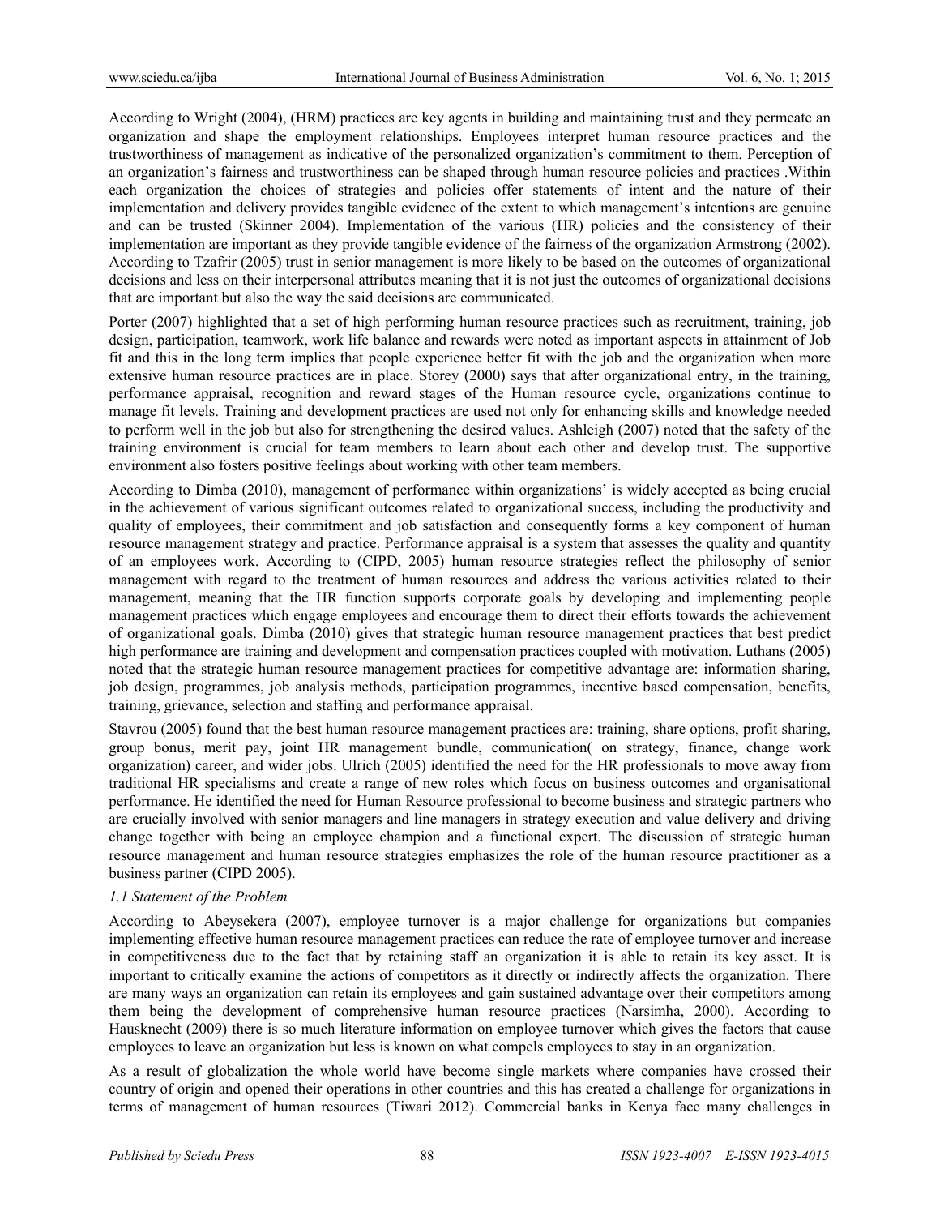According to Wright (2004), (HRM) practices are key agents in building and maintaining trust and they permeate an organization and shape the employment relationships. Employees interpret human resource practices and the trustworthiness of management as indicative of the personalized organization's commitment to them. Perception of an organization's fairness and trustworthiness can be shaped through human resource policies and practices .Within each organization the choices of strategies and policies offer statements of intent and the nature of their implementation and delivery provides tangible evidence of the extent to which management's intentions are genuine and can be trusted (Skinner 2004). Implementation of the various (HR) policies and the consistency of their implementation are important as they provide tangible evidence of the fairness of the organization Armstrong (2002). According to Tzafrir (2005) trust in senior management is more likely to be based on the outcomes of organizational decisions and less on their interpersonal attributes meaning that it is not just the outcomes of organizational decisions that are important but also the way the said decisions are communicated.

Porter (2007) highlighted that a set of high performing human resource practices such as recruitment, training, job design, participation, teamwork, work life balance and rewards were noted as important aspects in attainment of Job fit and this in the long term implies that people experience better fit with the job and the organization when more extensive human resource practices are in place. Storey (2000) says that after organizational entry, in the training, performance appraisal, recognition and reward stages of the Human resource cycle, organizations continue to manage fit levels. Training and development practices are used not only for enhancing skills and knowledge needed to perform well in the job but also for strengthening the desired values. Ashleigh (2007) noted that the safety of the training environment is crucial for team members to learn about each other and develop trust. The supportive environment also fosters positive feelings about working with other team members.

According to Dimba (2010), management of performance within organizations' is widely accepted as being crucial in the achievement of various significant outcomes related to organizational success, including the productivity and quality of employees, their commitment and job satisfaction and consequently forms a key component of human resource management strategy and practice. Performance appraisal is a system that assesses the quality and quantity of an employees work. According to (CIPD, 2005) human resource strategies reflect the philosophy of senior management with regard to the treatment of human resources and address the various activities related to their management, meaning that the HR function supports corporate goals by developing and implementing people management practices which engage employees and encourage them to direct their efforts towards the achievement of organizational goals. Dimba (2010) gives that strategic human resource management practices that best predict high performance are training and development and compensation practices coupled with motivation. Luthans (2005) noted that the strategic human resource management practices for competitive advantage are: information sharing, job design, programmes, job analysis methods, participation programmes, incentive based compensation, benefits, training, grievance, selection and staffing and performance appraisal.

Stavrou (2005) found that the best human resource management practices are: training, share options, profit sharing, group bonus, merit pay, joint HR management bundle, communication( on strategy, finance, change work organization) career, and wider jobs. Ulrich (2005) identified the need for the HR professionals to move away from traditional HR specialisms and create a range of new roles which focus on business outcomes and organisational performance. He identified the need for Human Resource professional to become business and strategic partners who are crucially involved with senior managers and line managers in strategy execution and value delivery and driving change together with being an employee champion and a functional expert. The discussion of strategic human resource management and human resource strategies emphasizes the role of the human resource practitioner as a business partner (CIPD 2005).

### *1.1 Statement of the Problem*

According to Abeysekera (2007), employee turnover is a major challenge for organizations but companies implementing effective human resource management practices can reduce the rate of employee turnover and increase in competitiveness due to the fact that by retaining staff an organization it is able to retain its key asset. It is important to critically examine the actions of competitors as it directly or indirectly affects the organization. There are many ways an organization can retain its employees and gain sustained advantage over their competitors among them being the development of comprehensive human resource practices (Narsimha, 2000). According to Hausknecht (2009) there is so much literature information on employee turnover which gives the factors that cause employees to leave an organization but less is known on what compels employees to stay in an organization.

As a result of globalization the whole world have become single markets where companies have crossed their country of origin and opened their operations in other countries and this has created a challenge for organizations in terms of management of human resources (Tiwari 2012). Commercial banks in Kenya face many challenges in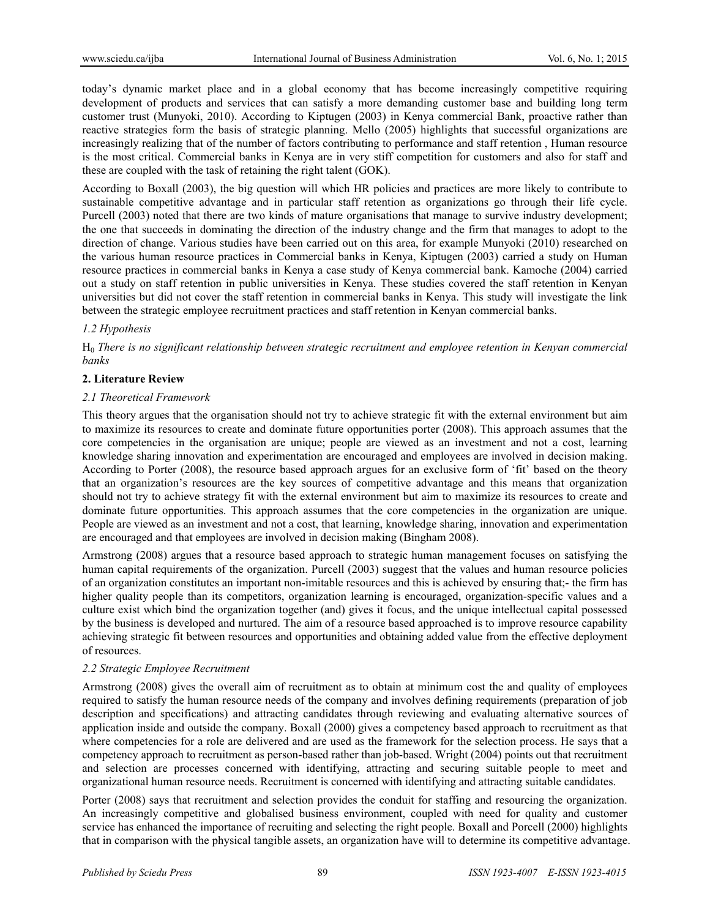today's dynamic market place and in a global economy that has become increasingly competitive requiring development of products and services that can satisfy a more demanding customer base and building long term customer trust (Munyoki, 2010). According to Kiptugen (2003) in Kenya commercial Bank, proactive rather than reactive strategies form the basis of strategic planning. Mello (2005) highlights that successful organizations are increasingly realizing that of the number of factors contributing to performance and staff retention , Human resource is the most critical. Commercial banks in Kenya are in very stiff competition for customers and also for staff and these are coupled with the task of retaining the right talent (GOK).

According to Boxall (2003), the big question will which HR policies and practices are more likely to contribute to sustainable competitive advantage and in particular staff retention as organizations go through their life cycle. Purcell (2003) noted that there are two kinds of mature organisations that manage to survive industry development; the one that succeeds in dominating the direction of the industry change and the firm that manages to adopt to the direction of change. Various studies have been carried out on this area, for example Munyoki (2010) researched on the various human resource practices in Commercial banks in Kenya, Kiptugen (2003) carried a study on Human resource practices in commercial banks in Kenya a case study of Kenya commercial bank. Kamoche (2004) carried out a study on staff retention in public universities in Kenya. These studies covered the staff retention in Kenyan universities but did not cover the staff retention in commercial banks in Kenya. This study will investigate the link between the strategic employee recruitment practices and staff retention in Kenyan commercial banks.

### *1.2 Hypothesis*

$H_0$ *There is no significant relationship between strategic recruitment and employee retention in Kenyan commercial banks*

## 2. Literature Review

### *2.1 Theoretical Framework*

This theory argues that the organisation should not try to achieve strategic fit with the external environment but aim to maximize its resources to create and dominate future opportunities porter (2008). This approach assumes that the core competencies in the organisation are unique; people are viewed as an investment and not a cost, learning knowledge sharing innovation and experimentation are encouraged and employees are involved in decision making. According to Porter (2008), the resource based approach argues for an exclusive form of 'fit' based on the theory that an organization's resources are the key sources of competitive advantage and this means that organization should not try to achieve strategy fit with the external environment but aim to maximize its resources to create and dominate future opportunities. This approach assumes that the core competencies in the organization are unique. People are viewed as an investment and not a cost, that learning, knowledge sharing, innovation and experimentation are encouraged and that employees are involved in decision making (Bingham 2008).

Armstrong (2008) argues that a resource based approach to strategic human management focuses on satisfying the human capital requirements of the organization. Purcell (2003) suggest that the values and human resource policies of an organization constitutes an important non-imitable resources and this is achieved by ensuring that;- the firm has higher quality people than its competitors, organization learning is encouraged, organization-specific values and a culture exist which bind the organization together (and) gives it focus, and the unique intellectual capital possessed by the business is developed and nurtured. The aim of a resource based approached is to improve resource capability achieving strategic fit between resources and opportunities and obtaining added value from the effective deployment of resources.

### *2.2 Strategic Employee Recruitment*

Armstrong (2008) gives the overall aim of recruitment as to obtain at minimum cost the and quality of employees required to satisfy the human resource needs of the company and involves defining requirements (preparation of job description and specifications) and attracting candidates through reviewing and evaluating alternative sources of application inside and outside the company. Boxall (2000) gives a competency based approach to recruitment as that where competencies for a role are delivered and are used as the framework for the selection process. He says that a competency approach to recruitment as person-based rather than job-based. Wright (2004) points out that recruitment and selection are processes concerned with identifying, attracting and securing suitable people to meet and organizational human resource needs. Recruitment is concerned with identifying and attracting suitable candidates.

Porter (2008) says that recruitment and selection provides the conduit for staffing and resourcing the organization. An increasingly competitive and globalised business environment, coupled with need for quality and customer service has enhanced the importance of recruiting and selecting the right people. Boxall and Porcell (2000) highlights that in comparison with the physical tangible assets, an organization have will to determine its competitive advantage.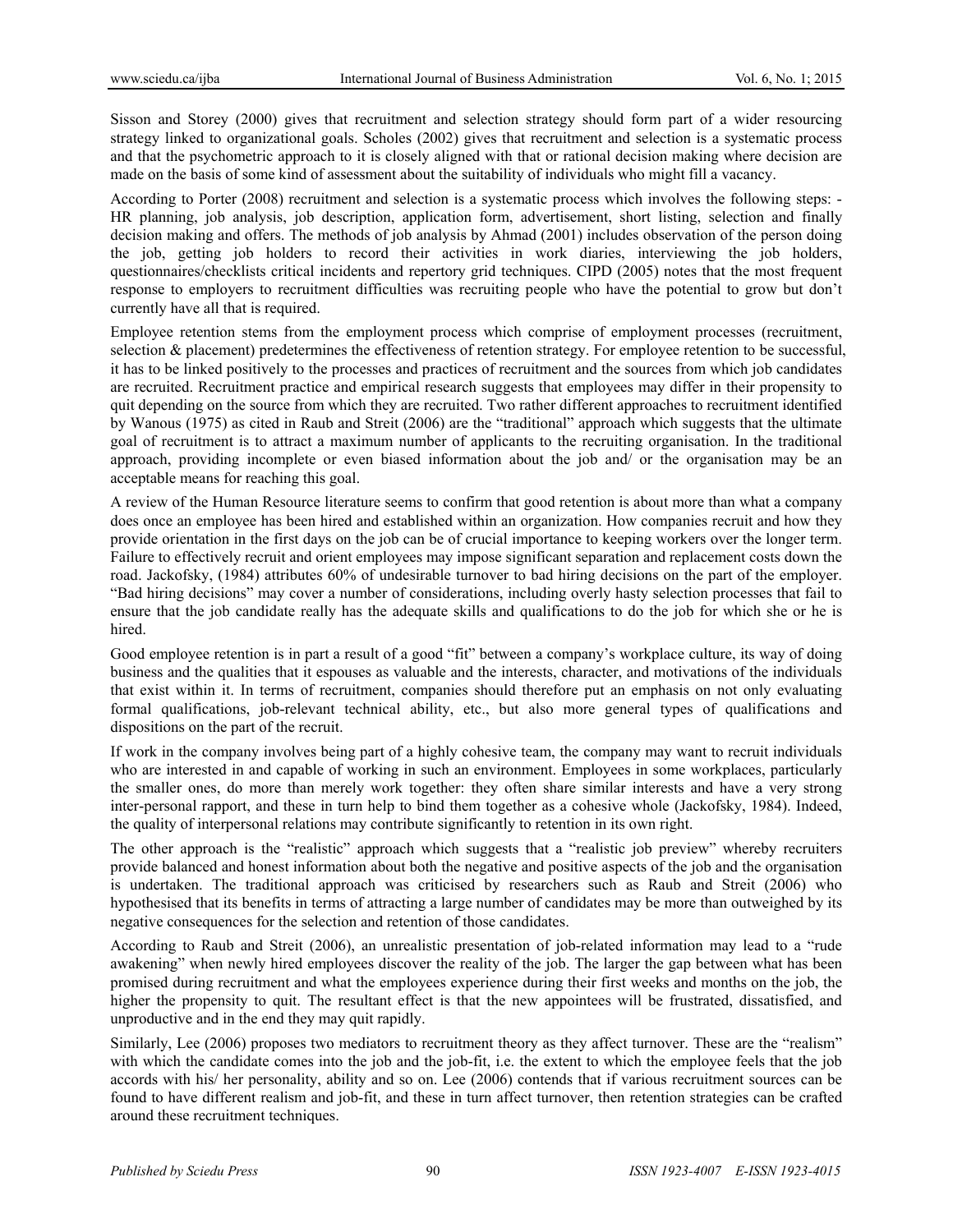Sisson and Storey (2000) gives that recruitment and selection strategy should form part of a wider resourcing strategy linked to organizational goals. Scholes (2002) gives that recruitment and selection is a systematic process and that the psychometric approach to it is closely aligned with that or rational decision making where decision are made on the basis of some kind of assessment about the suitability of individuals who might fill a vacancy.

According to Porter (2008) recruitment and selection is a systematic process which involves the following steps: - HR planning, job analysis, job description, application form, advertisement, short listing, selection and finally decision making and offers. The methods of job analysis by Ahmad (2001) includes observation of the person doing the job, getting job holders to record their activities in work diaries, interviewing the job holders, questionnaires/checklists critical incidents and repertory grid techniques. CIPD (2005) notes that the most frequent response to employers to recruitment difficulties was recruiting people who have the potential to grow but don't currently have all that is required.

Employee retention stems from the employment process which comprise of employment processes (recruitment, selection & placement) predetermines the effectiveness of retention strategy. For employee retention to be successful, it has to be linked positively to the processes and practices of recruitment and the sources from which job candidates are recruited. Recruitment practice and empirical research suggests that employees may differ in their propensity to quit depending on the source from which they are recruited. Two rather different approaches to recruitment identified by Wanous (1975) as cited in Raub and Streit (2006) are the "traditional" approach which suggests that the ultimate goal of recruitment is to attract a maximum number of applicants to the recruiting organisation. In the traditional approach, providing incomplete or even biased information about the job and/ or the organisation may be an acceptable means for reaching this goal.

A review of the Human Resource literature seems to confirm that good retention is about more than what a company does once an employee has been hired and established within an organization. How companies recruit and how they provide orientation in the first days on the job can be of crucial importance to keeping workers over the longer term. Failure to effectively recruit and orient employees may impose significant separation and replacement costs down the road. Jackofsky, (1984) attributes 60% of undesirable turnover to bad hiring decisions on the part of the employer. "Bad hiring decisions" may cover a number of considerations, including overly hasty selection processes that fail to ensure that the job candidate really has the adequate skills and qualifications to do the job for which she or he is hired.

Good employee retention is in part a result of a good "fit" between a company's workplace culture, its way of doing business and the qualities that it espouses as valuable and the interests, character, and motivations of the individuals that exist within it. In terms of recruitment, companies should therefore put an emphasis on not only evaluating formal qualifications, job-relevant technical ability, etc., but also more general types of qualifications and dispositions on the part of the recruit.

If work in the company involves being part of a highly cohesive team, the company may want to recruit individuals who are interested in and capable of working in such an environment. Employees in some workplaces, particularly the smaller ones, do more than merely work together: they often share similar interests and have a very strong inter-personal rapport, and these in turn help to bind them together as a cohesive whole (Jackofsky, 1984). Indeed, the quality of interpersonal relations may contribute significantly to retention in its own right.

The other approach is the "realistic" approach which suggests that a "realistic job preview" whereby recruiters provide balanced and honest information about both the negative and positive aspects of the job and the organisation is undertaken. The traditional approach was criticised by researchers such as Raub and Streit (2006) who hypothesised that its benefits in terms of attracting a large number of candidates may be more than outweighed by its negative consequences for the selection and retention of those candidates.

According to Raub and Streit (2006), an unrealistic presentation of job-related information may lead to a "rude awakening" when newly hired employees discover the reality of the job. The larger the gap between what has been promised during recruitment and what the employees experience during their first weeks and months on the job, the higher the propensity to quit. The resultant effect is that the new appointees will be frustrated, dissatisfied, and unproductive and in the end they may quit rapidly.

Similarly, Lee (2006) proposes two mediators to recruitment theory as they affect turnover. These are the "realism" with which the candidate comes into the job and the job-fit, i.e. the extent to which the employee feels that the job accords with his/ her personality, ability and so on. Lee (2006) contends that if various recruitment sources can be found to have different realism and job-fit, and these in turn affect turnover, then retention strategies can be crafted around these recruitment techniques.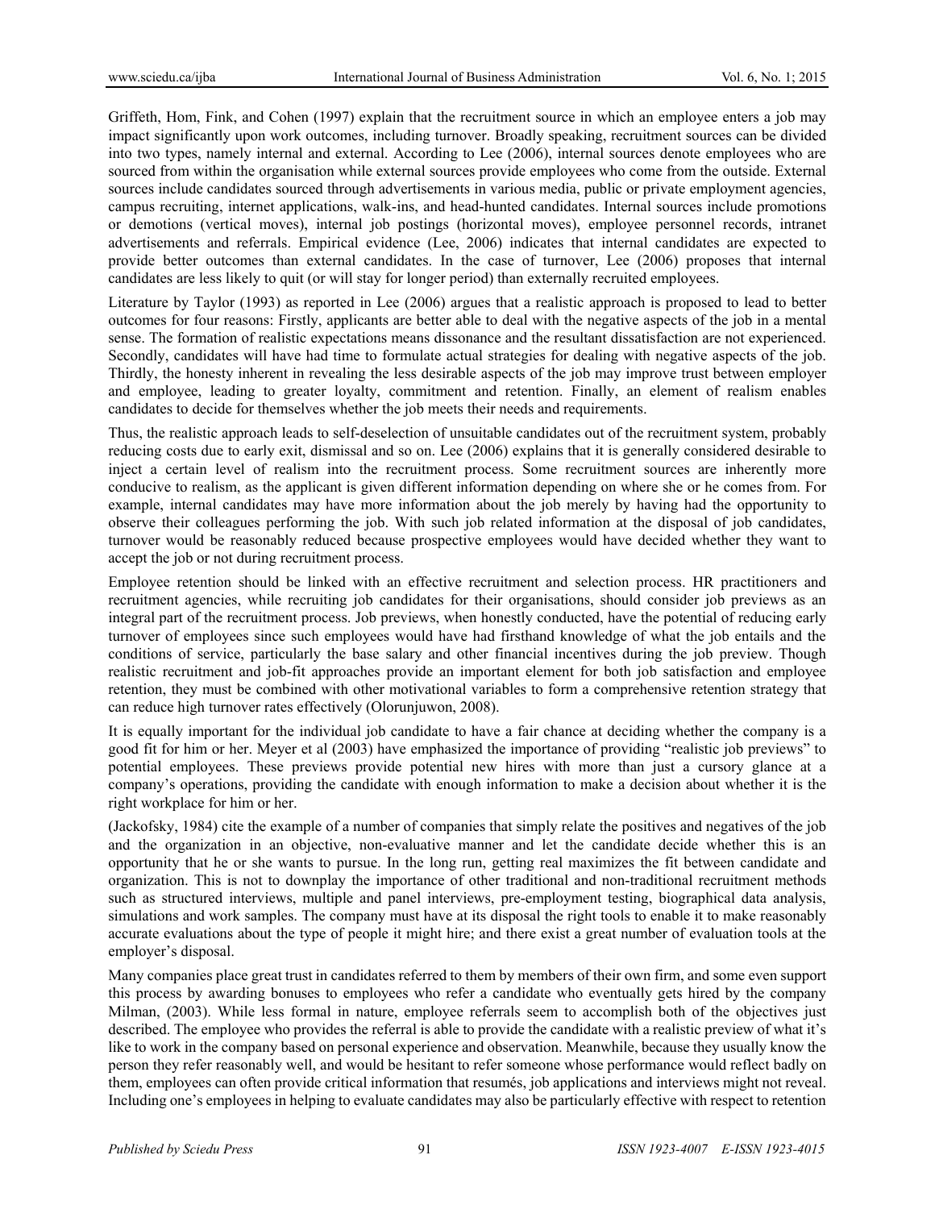Griffeth, Hom, Fink, and Cohen (1997) explain that the recruitment source in which an employee enters a job may impact significantly upon work outcomes, including turnover. Broadly speaking, recruitment sources can be divided into two types, namely internal and external. According to Lee (2006), internal sources denote employees who are sourced from within the organisation while external sources provide employees who come from the outside. External sources include candidates sourced through advertisements in various media, public or private employment agencies, campus recruiting, internet applications, walk-ins, and head-hunted candidates. Internal sources include promotions or demotions (vertical moves), internal job postings (horizontal moves), employee personnel records, intranet advertisements and referrals. Empirical evidence (Lee, 2006) indicates that internal candidates are expected to provide better outcomes than external candidates. In the case of turnover, Lee (2006) proposes that internal candidates are less likely to quit (or will stay for longer period) than externally recruited employees.

Literature by Taylor (1993) as reported in Lee (2006) argues that a realistic approach is proposed to lead to better outcomes for four reasons: Firstly, applicants are better able to deal with the negative aspects of the job in a mental sense. The formation of realistic expectations means dissonance and the resultant dissatisfaction are not experienced. Secondly, candidates will have had time to formulate actual strategies for dealing with negative aspects of the job. Thirdly, the honesty inherent in revealing the less desirable aspects of the job may improve trust between employer and employee, leading to greater loyalty, commitment and retention. Finally, an element of realism enables candidates to decide for themselves whether the job meets their needs and requirements.

Thus, the realistic approach leads to self-deselection of unsuitable candidates out of the recruitment system, probably reducing costs due to early exit, dismissal and so on. Lee (2006) explains that it is generally considered desirable to inject a certain level of realism into the recruitment process. Some recruitment sources are inherently more conducive to realism, as the applicant is given different information depending on where she or he comes from. For example, internal candidates may have more information about the job merely by having had the opportunity to observe their colleagues performing the job. With such job related information at the disposal of job candidates, turnover would be reasonably reduced because prospective employees would have decided whether they want to accept the job or not during recruitment process.

Employee retention should be linked with an effective recruitment and selection process. HR practitioners and recruitment agencies, while recruiting job candidates for their organisations, should consider job previews as an integral part of the recruitment process. Job previews, when honestly conducted, have the potential of reducing early turnover of employees since such employees would have had firsthand knowledge of what the job entails and the conditions of service, particularly the base salary and other financial incentives during the job preview. Though realistic recruitment and job-fit approaches provide an important element for both job satisfaction and employee retention, they must be combined with other motivational variables to form a comprehensive retention strategy that can reduce high turnover rates effectively (Olorunjuwon, 2008).

It is equally important for the individual job candidate to have a fair chance at deciding whether the company is a good fit for him or her. Meyer et al (2003) have emphasized the importance of providing "realistic job previews" to potential employees. These previews provide potential new hires with more than just a cursory glance at a company's operations, providing the candidate with enough information to make a decision about whether it is the right workplace for him or her.

(Jackofsky, 1984) cite the example of a number of companies that simply relate the positives and negatives of the job and the organization in an objective, non-evaluative manner and let the candidate decide whether this is an opportunity that he or she wants to pursue. In the long run, getting real maximizes the fit between candidate and organization. This is not to downplay the importance of other traditional and non-traditional recruitment methods such as structured interviews, multiple and panel interviews, pre-employment testing, biographical data analysis, simulations and work samples. The company must have at its disposal the right tools to enable it to make reasonably accurate evaluations about the type of people it might hire; and there exist a great number of evaluation tools at the employer's disposal.

Many companies place great trust in candidates referred to them by members of their own firm, and some even support this process by awarding bonuses to employees who refer a candidate who eventually gets hired by the company Milman, (2003). While less formal in nature, employee referrals seem to accomplish both of the objectives just described. The employee who provides the referral is able to provide the candidate with a realistic preview of what it's like to work in the company based on personal experience and observation. Meanwhile, because they usually know the person they refer reasonably well, and would be hesitant to refer someone whose performance would reflect badly on them, employees can often provide critical information that resumés, job applications and interviews might not reveal. Including one's employees in helping to evaluate candidates may also be particularly effective with respect to retention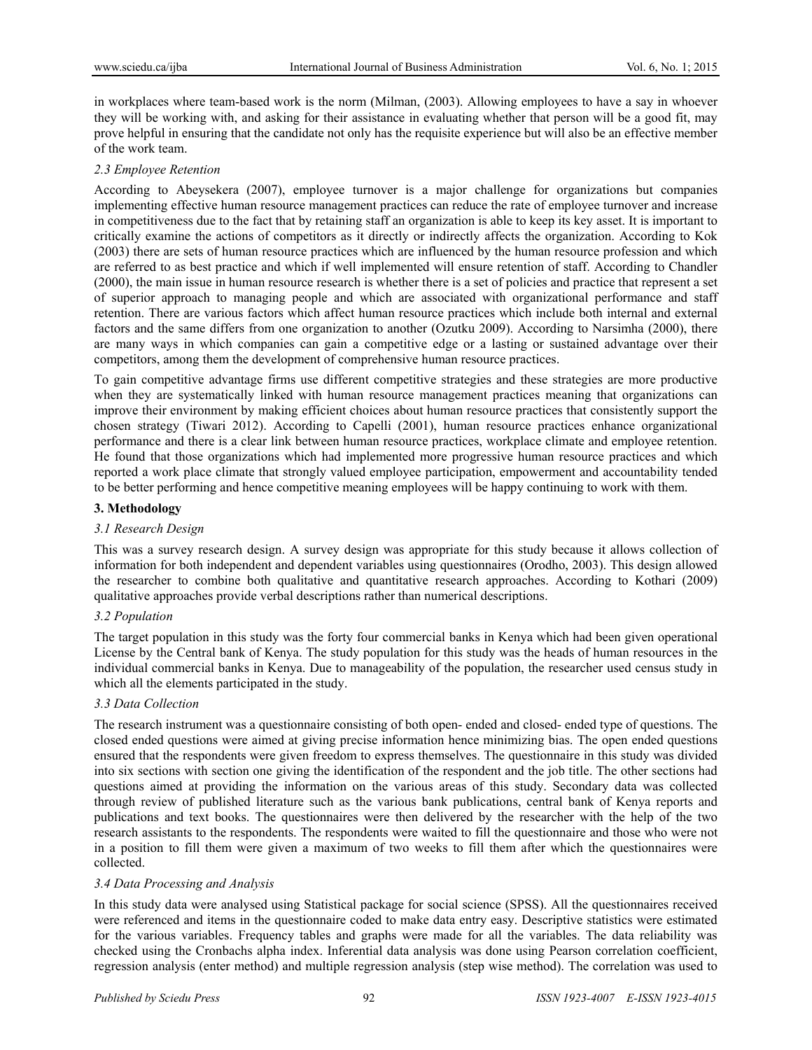in workplaces where team-based work is the norm (Milman, (2003). Allowing employees to have a say in whoever they will be working with, and asking for their assistance in evaluating whether that person will be a good fit, may prove helpful in ensuring that the candidate not only has the requisite experience but will also be an effective member of the work team.

### *2.3 Employee Retention*

According to Abeysekera (2007), employee turnover is a major challenge for organizations but companies implementing effective human resource management practices can reduce the rate of employee turnover and increase in competitiveness due to the fact that by retaining staff an organization is able to keep its key asset. It is important to critically examine the actions of competitors as it directly or indirectly affects the organization. According to Kok (2003) there are sets of human resource practices which are influenced by the human resource profession and which are referred to as best practice and which if well implemented will ensure retention of staff. According to Chandler (2000), the main issue in human resource research is whether there is a set of policies and practice that represent a set of superior approach to managing people and which are associated with organizational performance and staff retention. There are various factors which affect human resource practices which include both internal and external factors and the same differs from one organization to another (Ozutku 2009). According to Narsimha (2000), there are many ways in which companies can gain a competitive edge or a lasting or sustained advantage over their competitors, among them the development of comprehensive human resource practices.

To gain competitive advantage firms use different competitive strategies and these strategies are more productive when they are systematically linked with human resource management practices meaning that organizations can improve their environment by making efficient choices about human resource practices that consistently support the chosen strategy (Tiwari 2012). According to Capelli (2001), human resource practices enhance organizational performance and there is a clear link between human resource practices, workplace climate and employee retention. He found that those organizations which had implemented more progressive human resource practices and which reported a work place climate that strongly valued employee participation, empowerment and accountability tended to be better performing and hence competitive meaning employees will be happy continuing to work with them.

## 3. Methodology

### *3.1 Research Design*

This was a survey research design. A survey design was appropriate for this study because it allows collection of information for both independent and dependent variables using questionnaires (Orodho, 2003). This design allowed the researcher to combine both qualitative and quantitative research approaches. According to Kothari (2009) qualitative approaches provide verbal descriptions rather than numerical descriptions.

### *3.2 Population*

The target population in this study was the forty four commercial banks in Kenya which had been given operational License by the Central bank of Kenya. The study population for this study was the heads of human resources in the individual commercial banks in Kenya. Due to manageability of the population, the researcher used census study in which all the elements participated in the study.

### *3.3 Data Collection*

The research instrument was a questionnaire consisting of both open- ended and closed- ended type of questions. The closed ended questions were aimed at giving precise information hence minimizing bias. The open ended questions ensured that the respondents were given freedom to express themselves. The questionnaire in this study was divided into six sections with section one giving the identification of the respondent and the job title. The other sections had questions aimed at providing the information on the various areas of this study. Secondary data was collected through review of published literature such as the various bank publications, central bank of Kenya reports and publications and text books. The questionnaires were then delivered by the researcher with the help of the two research assistants to the respondents. The respondents were waited to fill the questionnaire and those who were not in a position to fill them were given a maximum of two weeks to fill them after which the questionnaires were collected.

### *3.4 Data Processing and Analysis*

In this study data were analysed using Statistical package for social science (SPSS). All the questionnaires received were referenced and items in the questionnaire coded to make data entry easy. Descriptive statistics were estimated for the various variables. Frequency tables and graphs were made for all the variables. The data reliability was checked using the Cronbachs alpha index. Inferential data analysis was done using Pearson correlation coefficient, regression analysis (enter method) and multiple regression analysis (step wise method). The correlation was used to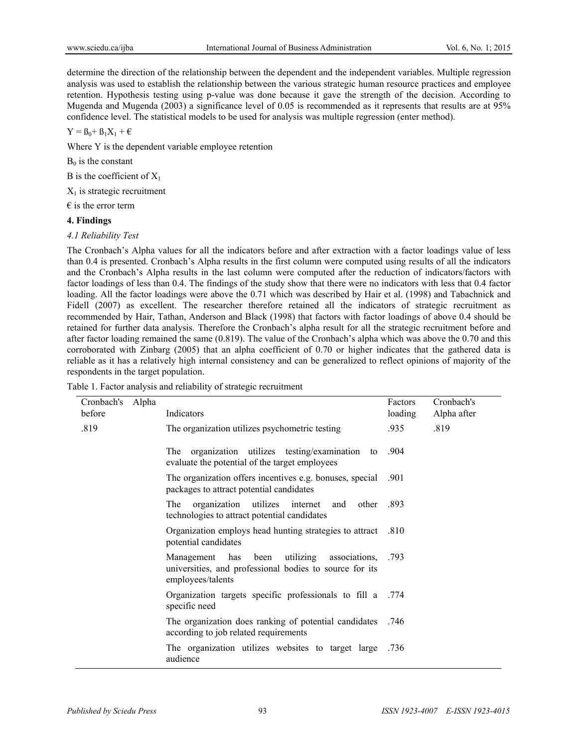determine the direction of the relationship between the dependent and the independent variables. Multiple regression analysis was used to establish the relationship between the various strategic human resource practices and employee retention. Hypothesis testing using p-value was done because it gave the strength of the decision. According to Mugenda and Mugenda (2003) a significance level of 0.05 is recommended as it represents that results are at 95% confidence level. The statistical models to be used for analysis was multiple regression (enter method).

$Y = ß_0 + ß_1X_1 + €$

Where Y is the dependent variable employee retention

$B_0$ is the constant

B is the coefficient of $X_1$

$X_1$ is strategic recruitment

€ is the error term

## 4. Findings

### *4.1 Reliability Test*

The Cronbach's Alpha values for all the indicators before and after extraction with a factor loadings value of less than 0.4 is presented. Cronbach's Alpha results in the first column were computed using results of all the indicators and the Cronbach's Alpha results in the last column were computed after the reduction of indicators/factors with factor loadings of less than 0.4. The findings of the study show that there were no indicators with less that 0.4 factor loading. All the factor loadings were above the 0.71 which was described by Hair et al. (1998) and Tabachnick and Fidell (2007) as excellent. The researcher therefore retained all the indicators of strategic recruitment as recommended by Hair, Tathan, Anderson and Black (1998) that factors with factor loadings of above 0.4 should be retained for further data analysis. Therefore the Cronbach's alpha result for all the strategic recruitment before and after factor loading remained the same (0.819). The value of the Cronbach's alpha which was above the 0.70 and this corroborated with Zinbarg (2005) that an alpha coefficient of 0.70 or higher indicates that the gathered data is reliable as it has a relatively high internal consistency and can be generalized to reflect opinions of majority of the respondents in the target population.

Table 1. Factor analysis and reliability of strategic recruitment

| Cronbach's Alpha before | Indicators | Factors loading | Cronbach's Alpha after |
|---|---|---|---|
| .819 | The organization utilizes psychometric testing | .935 | .819 |
| | The organization utilizes testing/examination to evaluate the potential of the target employees | .904 | |
| | The organization offers incentives e.g. bonuses, special packages to attract potential candidates | .901 | |
| | The organization utilizes internet and other technologies to attract potential candidates | .893 | |
| | Organization employs head hunting strategies to attract potential candidates | .810 | |
| | Management has been utilizing associations, universities, and professional bodies to source for its employees/talents | .793 | |
| | Organization targets specific professionals to fill a specific need | .774 | |
| | The organization does ranking of potential candidates according to job related requirements | .746 | |
| | The organization utilizes websites to target large audience | .736 | |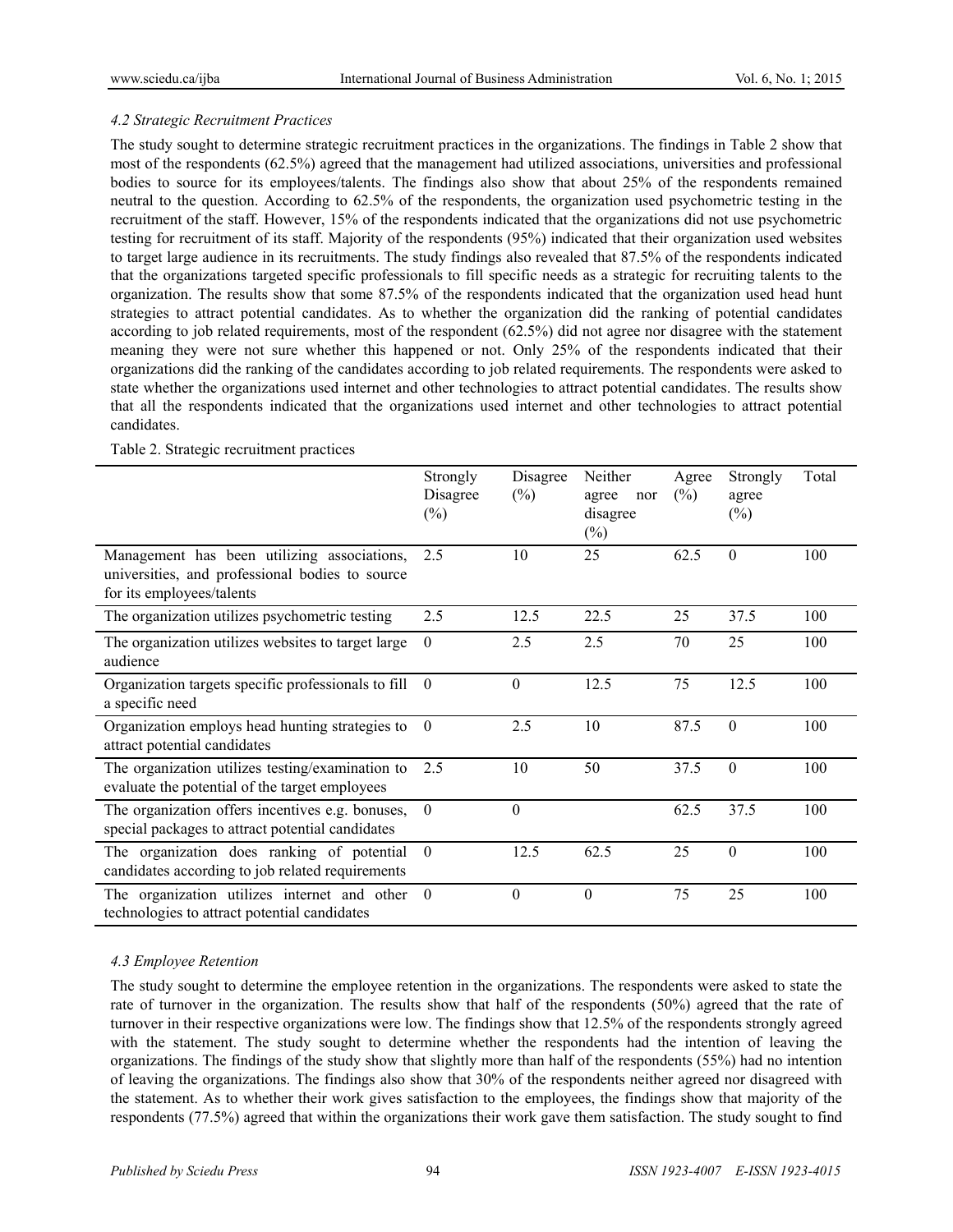### 4.2 Strategic Recruitment Practices

The study sought to determine strategic recruitment practices in the organizations. The findings in Table 2 show that most of the respondents (62.5%) agreed that the management had utilized associations, universities and professional bodies to source for its employees/talents. The findings also show that about 25% of the respondents remained neutral to the question. According to 62.5% of the respondents, the organization used psychometric testing in the recruitment of the staff. However, 15% of the respondents indicated that the organizations did not use psychometric testing for recruitment of its staff. Majority of the respondents (95%) indicated that their organization used websites to target large audience in its recruitments. The study findings also revealed that 87.5% of the respondents indicated that the organizations targeted specific professionals to fill specific needs as a strategic for recruiting talents to the organization. The results show that some 87.5% of the respondents indicated that the organization used head hunt strategies to attract potential candidates. As to whether the organization did the ranking of potential candidates according to job related requirements, most of the respondent (62.5%) did not agree nor disagree with the statement meaning they were not sure whether this happened or not. Only 25% of the respondents indicated that their organizations did the ranking of the candidates according to job related requirements. The respondents were asked to state whether the organizations used internet and other technologies to attract potential candidates. The results show that all the respondents indicated that the organizations used internet and other technologies to attract potential candidates.

Table 2. Strategic recruitment practices

| | Strongly Disagree (%) | Disagree (%) | Neither agree nor disagree (%) | Agree (%) | Strongly agree (%) | Total |
|---|---|---|---|---|---|---|
| Management has been utilizing associations, universities, and professional bodies to source for its employees/talents | 2.5 | 10 | 25 | 62.5 | 0 | 100 |
| The organization utilizes psychometric testing | 2.5 | 12.5 | 22.5 | 25 | 37.5 | 100 |
| The organization utilizes websites to target large audience | 0 | 2.5 | 2.5 | 70 | 25 | 100 |
| Organization targets specific professionals to fill a specific need | 0 | 0 | 12.5 | 75 | 12.5 | 100 |
| Organization employs head hunting strategies to attract potential candidates | 0 | 2.5 | 10 | 87.5 | 0 | 100 |
| The organization utilizes testing/examination to evaluate the potential of the target employees | 2.5 | 10 | 50 | 37.5 | 0 | 100 |
| The organization offers incentives e.g. bonuses, special packages to attract potential candidates | 0 | 0 | | 62.5 | 37.5 | 100 |
| The organization does ranking of potential candidates according to job related requirements | 0 | 12.5 | 62.5 | 25 | 0 | 100 |
| The organization utilizes internet and other technologies to attract potential candidates | 0 | 0 | 0 | 75 | 25 | 100 |

### 4.3 Employee Retention

The study sought to determine the employee retention in the organizations. The respondents were asked to state the rate of turnover in the organization. The results show that half of the respondents (50%) agreed that the rate of turnover in their respective organizations were low. The findings show that 12.5% of the respondents strongly agreed with the statement. The study sought to determine whether the respondents had the intention of leaving the organizations. The findings of the study show that slightly more than half of the respondents (55%) had no intention of leaving the organizations. The findings also show that 30% of the respondents neither agreed nor disagreed with the statement. As to whether their work gives satisfaction to the employees, the findings show that majority of the respondents (77.5%) agreed that within the organizations their work gave them satisfaction. The study sought to find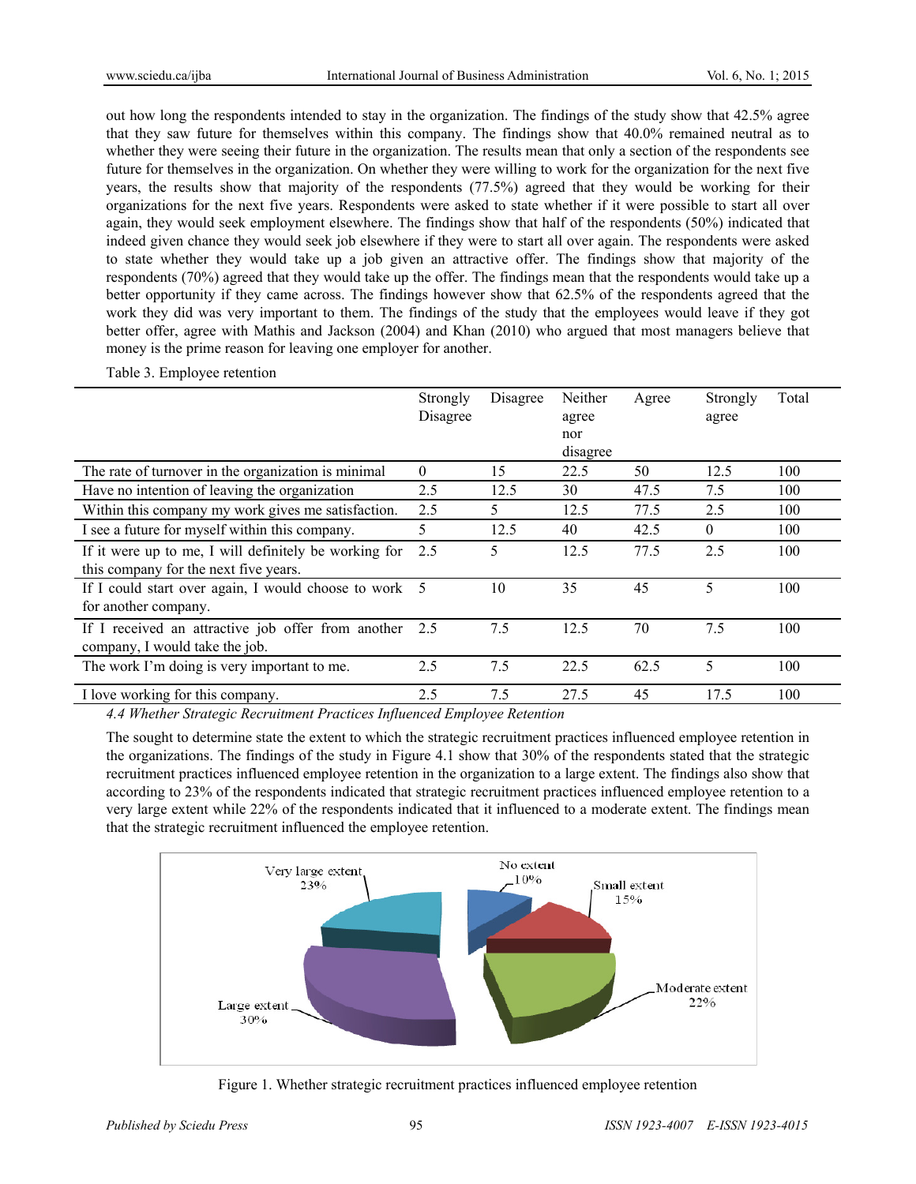out how long the respondents intended to stay in the organization. The findings of the study show that 42.5% agree that they saw future for themselves within this company. The findings show that 40.0% remained neutral as to whether they were seeing their future in the organization. The results mean that only a section of the respondents see future for themselves in the organization. On whether they were willing to work for the organization for the next five years, the results show that majority of the respondents (77.5%) agreed that they would be working for their organizations for the next five years. Respondents were asked to state whether if it were possible to start all over again, they would seek employment elsewhere. The findings show that half of the respondents (50%) indicated that indeed given chance they would seek job elsewhere if they were to start all over again. The respondents were asked to state whether they would take up a job given an attractive offer. The findings show that majority of the respondents (70%) agreed that they would take up the offer. The findings mean that the respondents would take up a better opportunity if they came across. The findings however show that 62.5% of the respondents agreed that the work they did was very important to them. The findings of the study that the employees would leave if they got better offer, agree with Mathis and Jackson (2004) and Khan (2010) who argued that most managers believe that money is the prime reason for leaving one employer for another.

Table 3. Employee retention

| | Strongly Disagree | Disagree | Neither agree nor disagree | Agree | Strongly agree | Total |
|---|---|---|---|---|---|---|
| The rate of turnover in the organization is minimal | 0 | 15 | 22.5 | 50 | 12.5 | 100 |
| Have no intention of leaving the organization | 2.5 | 12.5 | 30 | 47.5 | 7.5 | 100 |
| Within this company my work gives me satisfaction. | 2.5 | 5 | 12.5 | 77.5 | 2.5 | 100 |
| I see a future for myself within this company. | 5 | 12.5 | 40 | 42.5 | 0 | 100 |
| If it were up to me, I will definitely be working for this company for the next five years. | 2.5 | 5 | 12.5 | 77.5 | 2.5 | 100 |
| If I could start over again, I would choose to work for another company. | 5 | 10 | 35 | 45 | 5 | 100 |
| If I received an attractive job offer from another company, I would take the job. | 2.5 | 7.5 | 12.5 | 70 | 7.5 | 100 |
| The work I'm doing is very important to me. | 2.5 | 7.5 | 22.5 | 62.5 | 5 | 100 |
| I love working for this company. | 2.5 | 7.5 | 27.5 | 45 | 17.5 | 100 |

### *4.4 Whether Strategic Recruitment Practices Influenced Employee Retention*

The sought to determine state the extent to which the strategic recruitment practices influenced employee retention in the organizations. The findings of the study in Figure 4.1 show that 30% of the respondents stated that the strategic recruitment practices influenced employee retention in the organization to a large extent. The findings also show that according to 23% of the respondents indicated that strategic recruitment practices influenced employee retention to a very large extent while 22% of the respondents indicated that it influenced to a moderate extent. The findings mean that the strategic recruitment influenced the employee retention.

Figure 1. Whether strategic recruitment practices influenced employee retention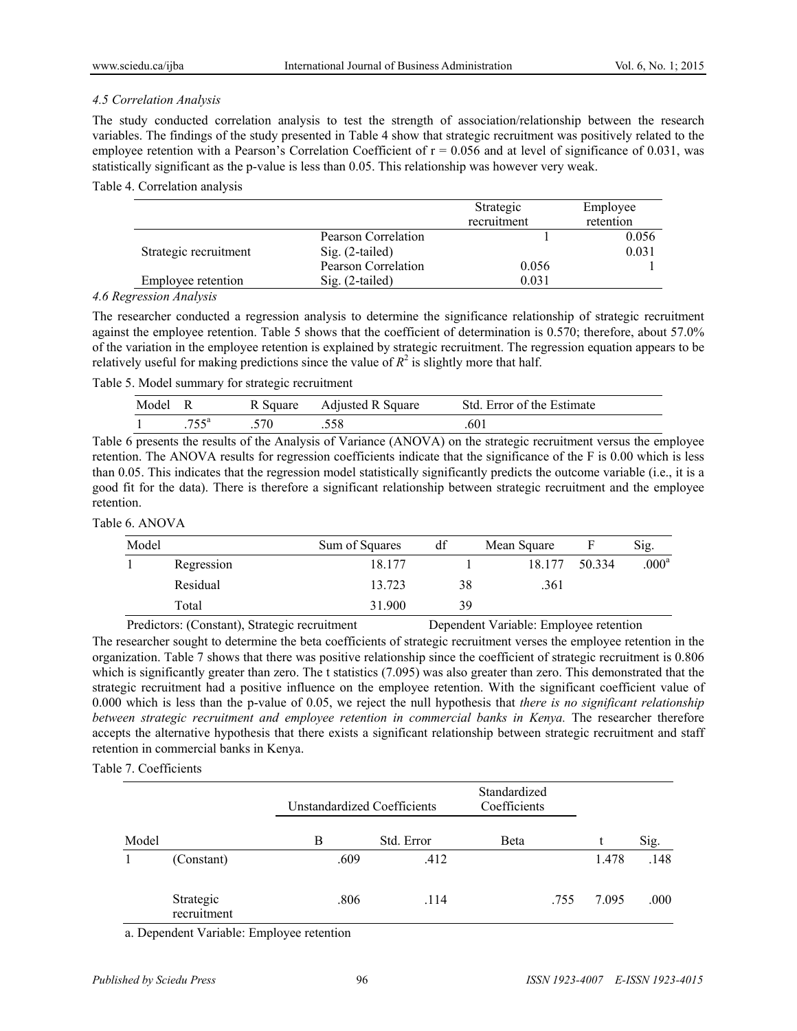### 4.5 Correlation Analysis

The study conducted correlation analysis to test the strength of association/relationship between the research variables. The findings of the study presented in Table 4 show that strategic recruitment was positively related to the employee retention with a Pearson's Correlation Coefficient of $r = 0.056$ and at level of significance of 0.031, was statistically significant as the p-value is less than 0.05. This relationship was however very weak.

Table 4. Correlation analysis

| | | Strategic recruitment | Employee retention |
|---|---|---|---|
| Strategic recruitment | Pearson Correlation | 1 | 0.056 |
| | Sig. (2-tailed) | | 0.031 |
| Employee retention | Pearson Correlation | 0.056 | 1 |
| | Sig. (2-tailed) | 0.031 | |

### 4.6 Regression Analysis

The researcher conducted a regression analysis to determine the significance relationship of strategic recruitment against the employee retention. Table 5 shows that the coefficient of determination is 0.570; therefore, about 57.0% of the variation in the employee retention is explained by strategic recruitment. The regression equation appears to be relatively useful for making predictions since the value of $R^2$ is slightly more that half.

Table 5. Model summary for strategic recruitment

| Model | R | R Square | Adjusted R Square | Std. Error of the Estimate |
|---|---|---|---|---|
| 1 | .755[a] | .570 | .558 | .601 |

Table 6 presents the results of the Analysis of Variance (ANOVA) on the strategic recruitment versus the employee retention. The ANOVA results for regression coefficients indicate that the significance of the F is 0.00 which is less than 0.05. This indicates that the regression model statistically significantly predicts the outcome variable (i.e., it is a good fit for the data). There is therefore a significant relationship between strategic recruitment and the employee retention.

Table 6. ANOVA

| Model | | Sum of Squares | df | Mean Square | F | Sig. |
|---|---|---|---|---|---|---|
| 1 | Regression | 18.177 | 1 | 18.177 | 50.334 | .000[a] |
| | Residual | 13.723 | 38 | .361 | | |
| | Total | 31.900 | 39 | | | |

Predictors: (Constant), Strategic recruitment Dependent Variable: Employee retention

The researcher sought to determine the beta coefficients of strategic recruitment verses the employee retention in the organization. Table 7 shows that there was positive relationship since the coefficient of strategic recruitment is 0.806 which is significantly greater than zero. The t statistics (7.095) was also greater than zero. This demonstrated that the strategic recruitment had a positive influence on the employee retention. With the significant coefficient value of 0.000 which is less than the p-value of 0.05, we reject the null hypothesis that *there is no significant relationship between strategic recruitment and employee retention in commercial banks in Kenya.* The researcher therefore accepts the alternative hypothesis that there exists a significant relationship between strategic recruitment and staff retention in commercial banks in Kenya.

Table 7. Coefficients

| Model | | Unstandardized Coefficients | | Standardized Coefficients | | |
|---|---|---|---|---|---|---|
| | | B | Std. Error | Beta | t | Sig. |
| 1 | (Constant) | .609 | .412 | | 1.478 | .148 |
| | Strategic recruitment | .806 | .114 | .755 | 7.095 | .000 |

a. Dependent Variable: Employee retention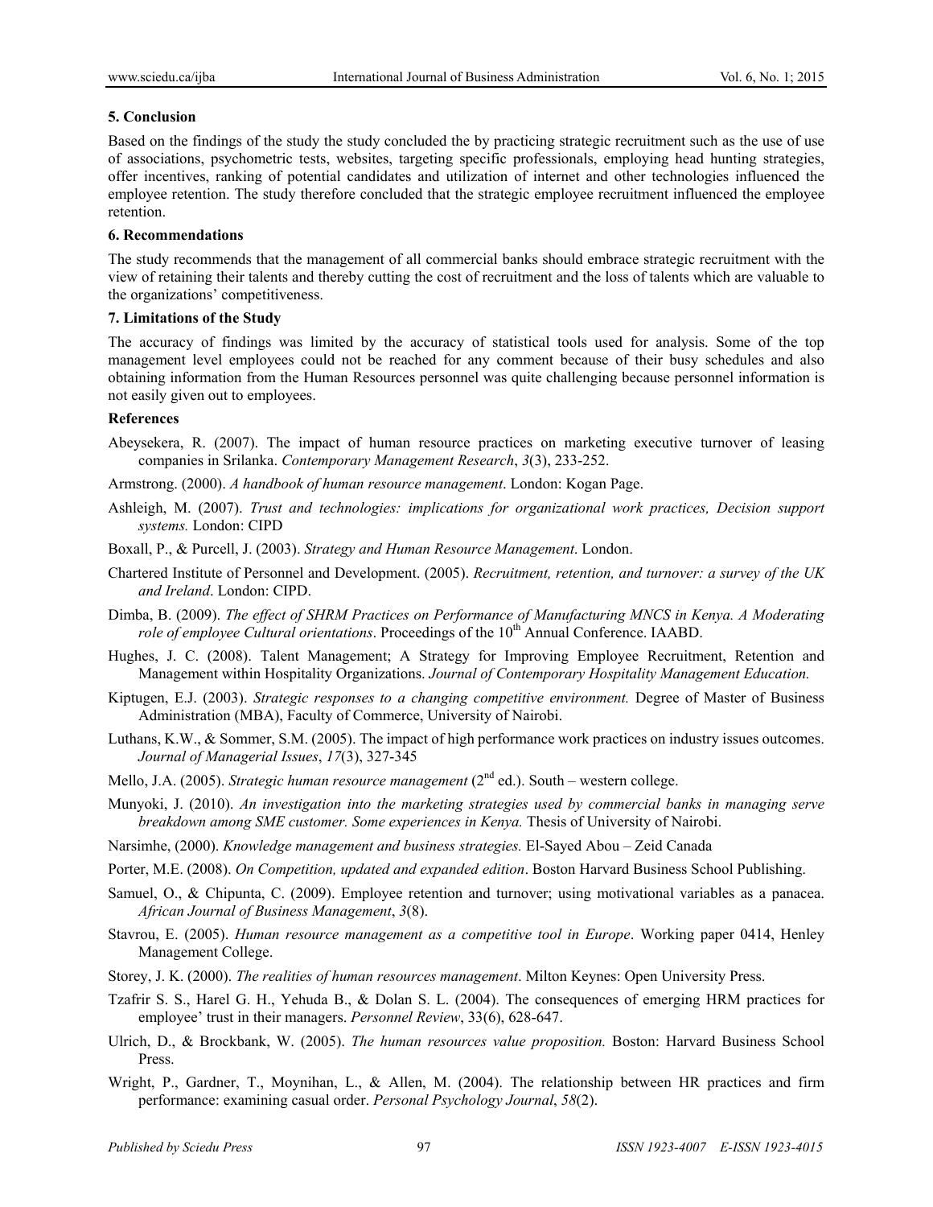## 5. Conclusion

Based on the findings of the study the study concluded the by practicing strategic recruitment such as the use of use of associations, psychometric tests, websites, targeting specific professionals, employing head hunting strategies, offer incentives, ranking of potential candidates and utilization of internet and other technologies influenced the employee retention. The study therefore concluded that the strategic employee recruitment influenced the employee retention.

## 6. Recommendations

The study recommends that the management of all commercial banks should embrace strategic recruitment with the view of retaining their talents and thereby cutting the cost of recruitment and the loss of talents which are valuable to the organizations' competitiveness.

## 7. Limitations of the Study

The accuracy of findings was limited by the accuracy of statistical tools used for analysis. Some of the top management level employees could not be reached for any comment because of their busy schedules and also obtaining information from the Human Resources personnel was quite challenging because personnel information is not easily given out to employees.

## References

Abeysekera, R. (2007). The impact of human resource practices on marketing executive turnover of leasing companies in Srilanka. *Contemporary Management Research*, *3*(3), 233-252.

Armstrong. (2000). *A handbook of human resource management*. London: Kogan Page.

Ashleigh, M. (2007). *Trust and technologies: implications for organizational work practices, Decision support systems.* London: CIPD

Boxall, P., & Purcell, J. (2003). *Strategy and Human Resource Management*. London.

Chartered Institute of Personnel and Development. (2005). *Recruitment, retention, and turnover: a survey of the UK and Ireland*. London: CIPD.

Dimba, B. (2009). *The effect of SHRM Practices on Performance of Manufacturing MNCS in Kenya. A Moderating role of employee Cultural orientations*. Proceedings of the 10th Annual Conference. IAABD.

Hughes, J. C. (2008). Talent Management; A Strategy for Improving Employee Recruitment, Retention and Management within Hospitality Organizations. *Journal of Contemporary Hospitality Management Education.*

Kiptugen, E.J. (2003). *Strategic responses to a changing competitive environment.* Degree of Master of Business Administration (MBA), Faculty of Commerce, University of Nairobi.

Luthans, K.W., & Sommer, S.M. (2005). The impact of high performance work practices on industry issues outcomes. *Journal of Managerial Issues*, *17*(3), 327-345

Mello, J.A. (2005). *Strategic human resource management* (2nd ed.). South – western college.

Munyoki, J. (2010). *An investigation into the marketing strategies used by commercial banks in managing serve breakdown among SME customer. Some experiences in Kenya.* Thesis of University of Nairobi.

Narsimhe, (2000). *Knowledge management and business strategies.* El-Sayed Abou – Zeid Canada

Porter, M.E. (2008). *On Competition, updated and expanded edition*. Boston Harvard Business School Publishing.

Samuel, O., & Chipunta, C. (2009). Employee retention and turnover; using motivational variables as a panacea. *African Journal of Business Management*, *3*(8).

Stavrou, E. (2005). *Human resource management as a competitive tool in Europe*. Working paper 0414, Henley Management College.

Storey, J. K. (2000). *The realities of human resources management*. Milton Keynes: Open University Press.

Tzafrir S. S., Harel G. H., Yehuda B., & Dolan S. L. (2004). The consequences of emerging HRM practices for employee' trust in their managers. *Personnel Review*, 33(6), 628-647.

Ulrich, D., & Brockbank, W. (2005). *The human resources value proposition.* Boston: Harvard Business School Press.

Wright, P., Gardner, T., Moynihan, L., & Allen, M. (2004). The relationship between HR practices and firm performance: examining casual order. *Personal Psychology Journal*, *58*(2).